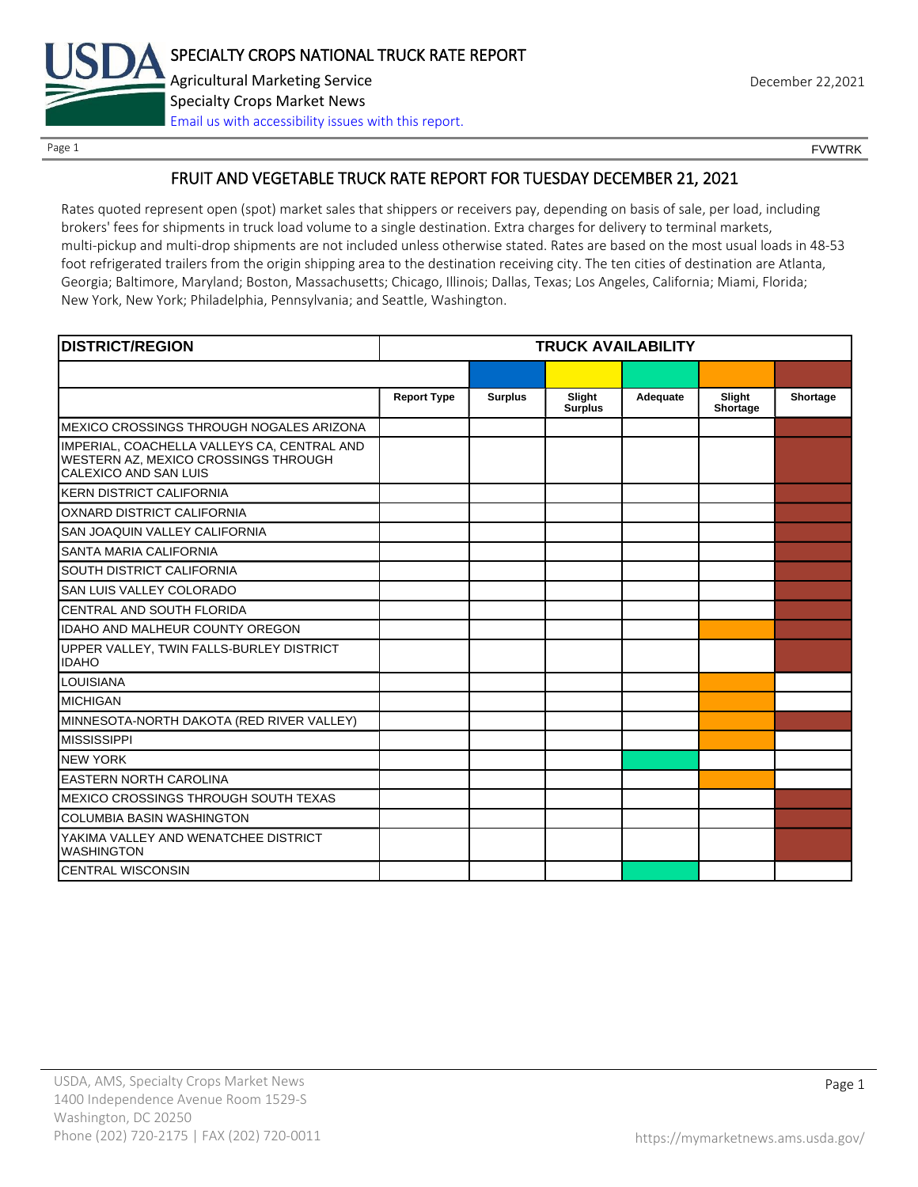# FRUIT AND VEGETABLE TRUCK RATE REPORT FOR TUESDAY DECEMBER 21, 2021

Rates quoted represent open (spot) market sales that shippers or receivers pay, depending on basis of sale, per load, including brokers' fees for shipments in truck load volume to a single destination. Extra charges for delivery to terminal markets, multi-pickup and multi-drop shipments are not included unless otherwise stated. Rates are based on the most usual loads in 48-53 foot refrigerated trailers from the origin shipping area to the destination receiving city. The ten cities of destination are Atlanta, Georgia; Baltimore, Maryland; Boston, Massachusetts; Chicago, Illinois; Dallas, Texas; Los Angeles, California; Miami, Florida; New York, New York; Philadelphia, Pennsylvania; and Seattle, Washington.

| DISTRICT/REGION | TRUCK AVAILABILITY | | | | | |
|---|---|---|---|---|---|---|
| | Report Type | Surplus | Slight Surplus | Adequate | Slight Shortage | Shortage |
| MEXICO CROSSINGS THROUGH NOGALES ARIZONA | | | | | | X |
| IMPERIAL, COACHELLA VALLEYS CA, CENTRAL AND WESTERN AZ, MEXICO CROSSINGS THROUGH CALEXICO AND SAN LUIS | | | | | | X |
| KERN DISTRICT CALIFORNIA | | | | | | X |
| OXNARD DISTRICT CALIFORNIA | | | | | | X |
| SAN JOAQUIN VALLEY CALIFORNIA | | | | | | X |
| SANTA MARIA CALIFORNIA | | | | | | X |
| SOUTH DISTRICT CALIFORNIA | | | | | | X |
| SAN LUIS VALLEY COLORADO | | | | | | X |
| CENTRAL AND SOUTH FLORIDA | | | | | | X |
| IDAHO AND MALHEUR COUNTY OREGON | | | | | X | X |
| UPPER VALLEY, TWIN FALLS-BURLEY DISTRICT IDAHO | | | | | | X |
| LOUISIANA | | | | | X | |
| MICHIGAN | | | | | X | |
| MINNESOTA-NORTH DAKOTA (RED RIVER VALLEY) | | | | | X | X |
| MISSISSIPPI | | | | | X | |
| NEW YORK | | | | X | | |
| EASTERN NORTH CAROLINA | | | | | X | |
| MEXICO CROSSINGS THROUGH SOUTH TEXAS | | | | | | X |
| COLUMBIA BASIN WASHINGTON | | | | | | X |
| YAKIMA VALLEY AND WENATCHEE DISTRICT WASHINGTON | | | | | | X |
| CENTRAL WISCONSIN | | | | X | | |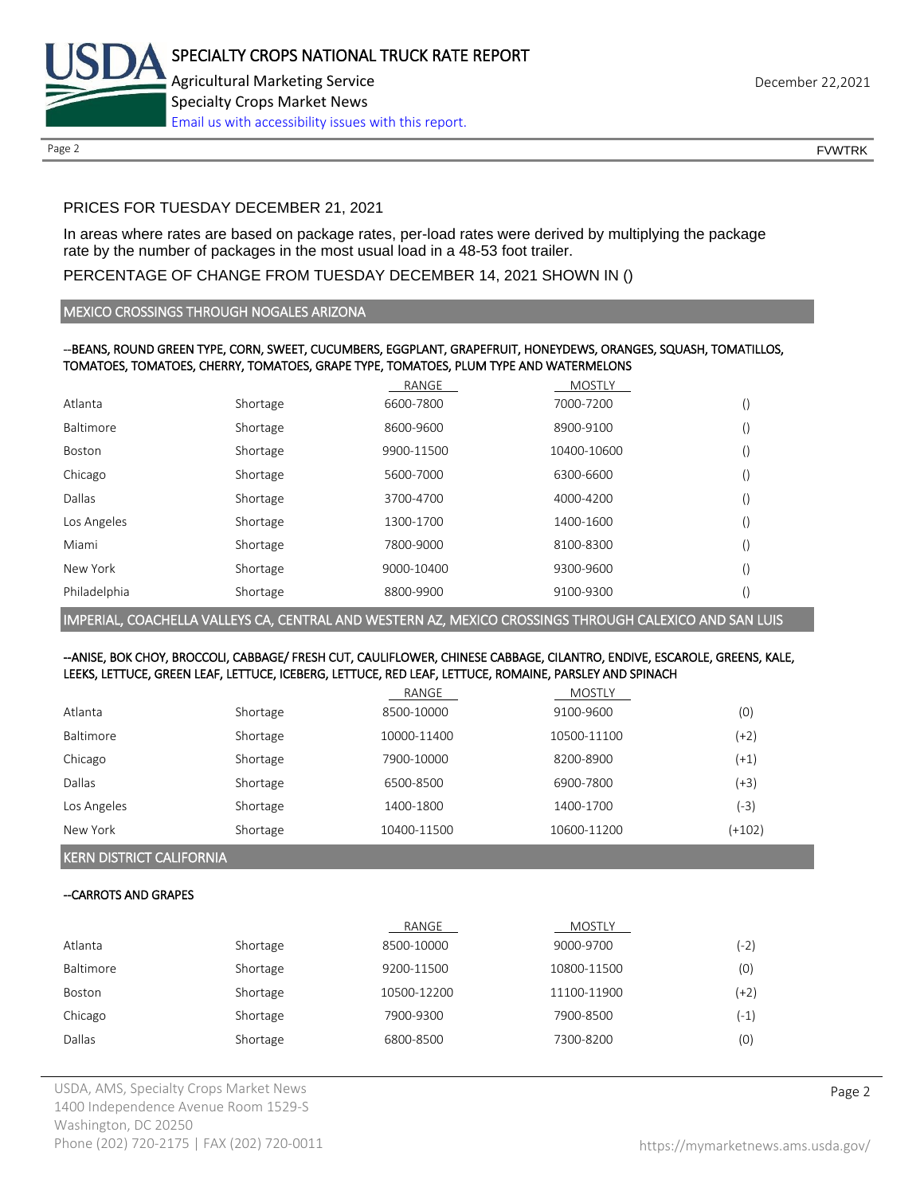PRICES FOR TUESDAY DECEMBER 21, 2021

In areas where rates are based on package rates, per-load rates were derived by multiplying the package rate by the number of packages in the most usual load in a 48-53 foot trailer.

PERCENTAGE OF CHANGE FROM TUESDAY DECEMBER 14, 2021 SHOWN IN ()

## MEXICO CROSSINGS THROUGH NOGALES ARIZONA

--BEANS, ROUND GREEN TYPE, CORN, SWEET, CUCUMBERS, EGGPLANT, GRAPEFRUIT, HONEYDEWS, ORANGES, SQUASH, TOMATILLOS, TOMATOES, TOMATOES, CHERRY, TOMATOES, GRAPE TYPE, TOMATOES, PLUM TYPE AND WATERMELONS

| | | RANGE | MOSTLY | |
|---|---|---|---|---|
| Atlanta | Shortage | 6600-7800 | 7000-7200 | () |
| Baltimore | Shortage | 8600-9600 | 8900-9100 | () |
| Boston | Shortage | 9900-11500 | 10400-10600 | () |
| Chicago | Shortage | 5600-7000 | 6300-6600 | () |
| Dallas | Shortage | 3700-4700 | 4000-4200 | () |
| Los Angeles | Shortage | 1300-1700 | 1400-1600 | () |
| Miami | Shortage | 7800-9000 | 8100-8300 | () |
| New York | Shortage | 9000-10400 | 9300-9600 | () |
| Philadelphia | Shortage | 8800-9900 | 9100-9300 | () |

## IMPERIAL, COACHELLA VALLEYS CA, CENTRAL AND WESTERN AZ, MEXICO CROSSINGS THROUGH CALEXICO AND SAN LUIS

--ANISE, BOK CHOY, BROCCOLI, CABBAGE/ FRESH CUT, CAULIFLOWER, CHINESE CABBAGE, CILANTRO, ENDIVE, ESCAROLE, GREENS, KALE, LEEKS, LETTUCE, GREEN LEAF, LETTUCE, ICEBERG, LETTUCE, RED LEAF, LETTUCE, ROMAINE, PARSLEY AND SPINACH

| | | RANGE | MOSTLY | |
|---|---|---|---|---|
| Atlanta | Shortage | 8500-10000 | 9100-9600 | (0) |
| Baltimore | Shortage | 10000-11400 | 10500-11100 | (+2) |
| Chicago | Shortage | 7900-10000 | 8200-8900 | (+1) |
| Dallas | Shortage | 6500-8500 | 6900-7800 | (+3) |
| Los Angeles | Shortage | 1400-1800 | 1400-1700 | (-3) |
| New York | Shortage | 10400-11500 | 10600-11200 | (+102) |

## KERN DISTRICT CALIFORNIA

--CARROTS AND GRAPES

| | | RANGE | MOSTLY | |
|---|---|---|---|---|
| Atlanta | Shortage | 8500-10000 | 9000-9700 | (-2) |
| Baltimore | Shortage | 9200-11500 | 10800-11500 | (0) |
| Boston | Shortage | 10500-12200 | 11100-11900 | (+2) |
| Chicago | Shortage | 7900-9300 | 7900-8500 | (-1) |
| Dallas | Shortage | 6800-8500 | 7300-8200 | (0) |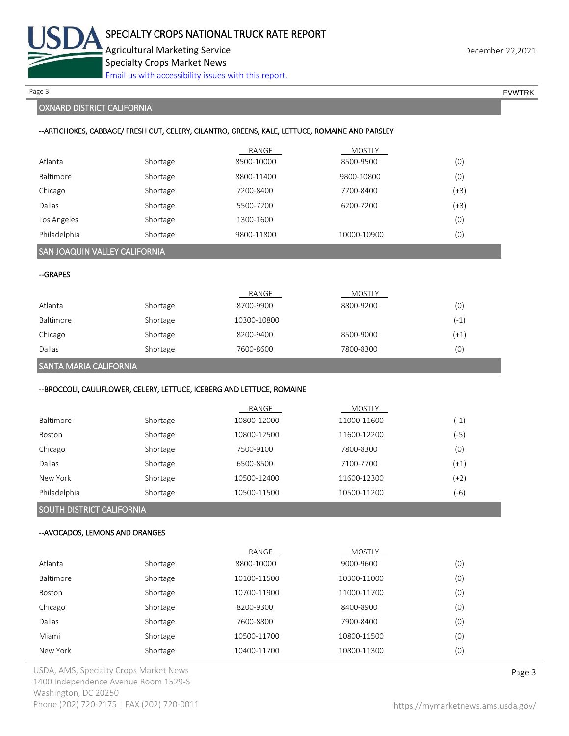## OXNARD DISTRICT CALIFORNIA

### --ARTICHOKES, CABBAGE/ FRESH CUT, CELERY, CILANTRO, GREENS, KALE, LETTUCE, ROMAINE AND PARSLEY

| | | RANGE | MOSTLY | |
|---|---|---|---|---|
| Atlanta | Shortage | 8500-10000 | 8500-9500 | (0) |
| Baltimore | Shortage | 8800-11400 | 9800-10800 | (0) |
| Chicago | Shortage | 7200-8400 | 7700-8400 | (+3) |
| Dallas | Shortage | 5500-7200 | 6200-7200 | (+3) |
| Los Angeles | Shortage | 1300-1600 | | (0) |
| Philadelphia | Shortage | 9800-11800 | 10000-10900 | (0) |

## SAN JOAQUIN VALLEY CALIFORNIA

### --GRAPES

| | | RANGE | MOSTLY | |
|---|---|---|---|---|
| Atlanta | Shortage | 8700-9900 | 8800-9200 | (0) |
| Baltimore | Shortage | 10300-10800 | | (-1) |
| Chicago | Shortage | 8200-9400 | 8500-9000 | (+1) |
| Dallas | Shortage | 7600-8600 | 7800-8300 | (0) |

## SANTA MARIA CALIFORNIA

### --BROCCOLI, CAULIFLOWER, CELERY, LETTUCE, ICEBERG AND LETTUCE, ROMAINE

| | | RANGE | MOSTLY | |
|---|---|---|---|---|
| Baltimore | Shortage | 10800-12000 | 11000-11600 | (-1) |
| Boston | Shortage | 10800-12500 | 11600-12200 | (-5) |
| Chicago | Shortage | 7500-9100 | 7800-8300 | (0) |
| Dallas | Shortage | 6500-8500 | 7100-7700 | (+1) |
| New York | Shortage | 10500-12400 | 11600-12300 | (+2) |
| Philadelphia | Shortage | 10500-11500 | 10500-11200 | (-6) |

## SOUTH DISTRICT CALIFORNIA

### --AVOCADOS, LEMONS AND ORANGES

| | | RANGE | MOSTLY | |
|---|---|---|---|---|
| Atlanta | Shortage | 8800-10000 | 9000-9600 | (0) |
| Baltimore | Shortage | 10100-11500 | 10300-11000 | (0) |
| Boston | Shortage | 10700-11900 | 11000-11700 | (0) |
| Chicago | Shortage | 8200-9300 | 8400-8900 | (0) |
| Dallas | Shortage | 7600-8800 | 7900-8400 | (0) |
| Miami | Shortage | 10500-11700 | 10800-11500 | (0) |
| New York | Shortage | 10400-11700 | 10800-11300 | (0) |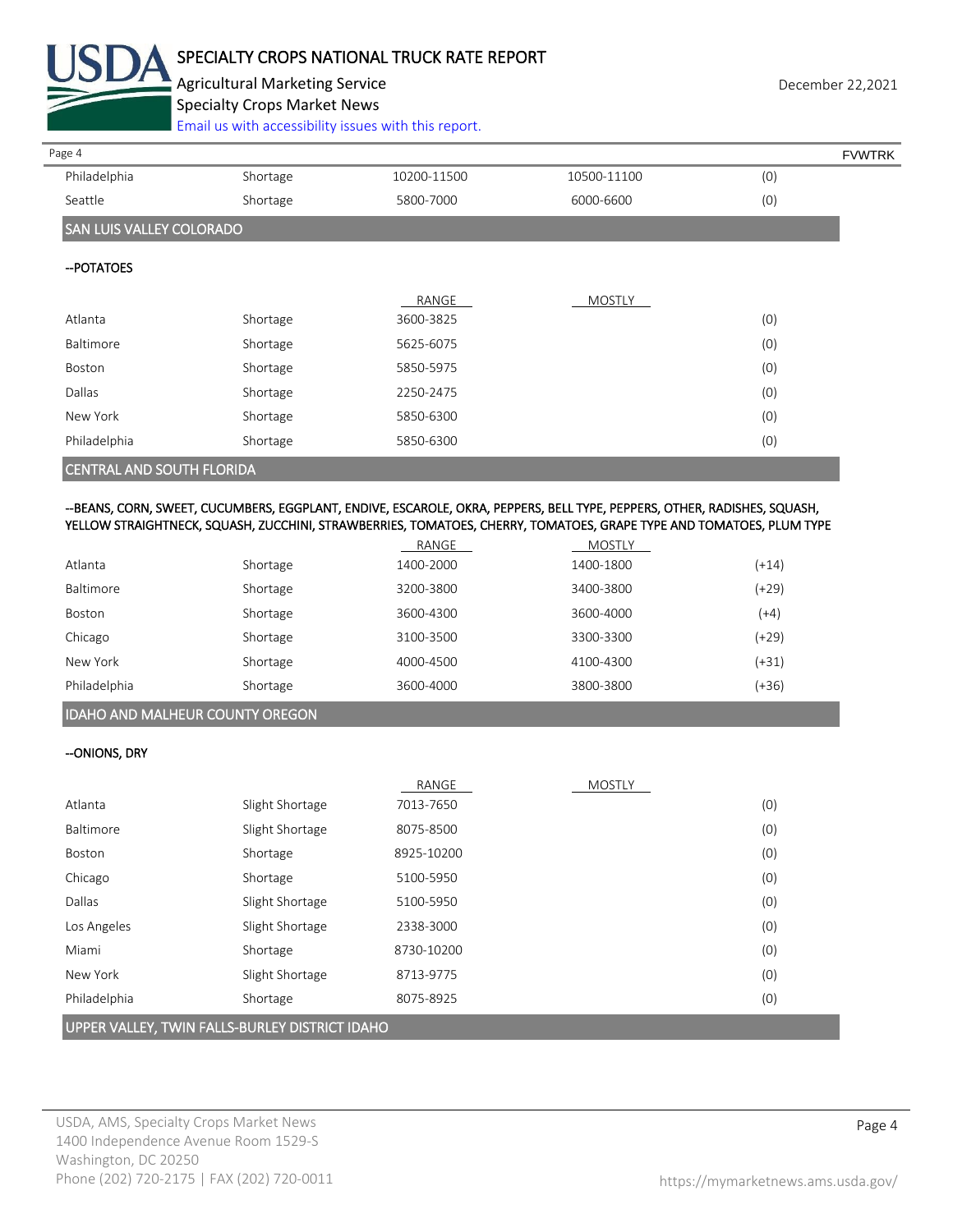| | | | | |
|---|---|---|---|---|
| Philadelphia | Shortage | 10200-11500 | 10500-11100 | (0) |
| Seattle | Shortage | 5800-7000 | 6000-6600 | (0) |

## SAN LUIS VALLEY COLORADO

**--POTATOES**

| | | RANGE | MOSTLY | |
|---|---|---|---|---|
| Atlanta | Shortage | 3600-3825 | | (0) |
| Baltimore | Shortage | 5625-6075 | | (0) |
| Boston | Shortage | 5850-5975 | | (0) |
| Dallas | Shortage | 2250-2475 | | (0) |
| New York | Shortage | 5850-6300 | | (0) |
| Philadelphia | Shortage | 5850-6300 | | (0) |

## CENTRAL AND SOUTH FLORIDA

**--BEANS, CORN, SWEET, CUCUMBERS, EGGPLANT, ENDIVE, ESCAROLE, OKRA, PEPPERS, BELL TYPE, PEPPERS, OTHER, RADISHES, SQUASH, YELLOW STRAIGHTNECK, SQUASH, ZUCCHINI, STRAWBERRIES, TOMATOES, CHERRY, TOMATOES, GRAPE TYPE AND TOMATOES, PLUM TYPE**

| | | RANGE | MOSTLY | |
|---|---|---|---|---|
| Atlanta | Shortage | 1400-2000 | 1400-1800 | (+14) |
| Baltimore | Shortage | 3200-3800 | 3400-3800 | (+29) |
| Boston | Shortage | 3600-4300 | 3600-4000 | (+4) |
| Chicago | Shortage | 3100-3500 | 3300-3300 | (+29) |
| New York | Shortage | 4000-4500 | 4100-4300 | (+31) |
| Philadelphia | Shortage | 3600-4000 | 3800-3800 | (+36) |

## IDAHO AND MALHEUR COUNTY OREGON

**--ONIONS, DRY**

| | | RANGE | MOSTLY | |
|---|---|---|---|---|
| Atlanta | Slight Shortage | 7013-7650 | | (0) |
| Baltimore | Slight Shortage | 8075-8500 | | (0) |
| Boston | Shortage | 8925-10200 | | (0) |
| Chicago | Shortage | 5100-5950 | | (0) |
| Dallas | Slight Shortage | 5100-5950 | | (0) |
| Los Angeles | Slight Shortage | 2338-3000 | | (0) |
| Miami | Shortage | 8730-10200 | | (0) |
| New York | Slight Shortage | 8713-9775 | | (0) |
| Philadelphia | Shortage | 8075-8925 | | (0) |

## UPPER VALLEY, TWIN FALLS-BURLEY DISTRICT IDAHO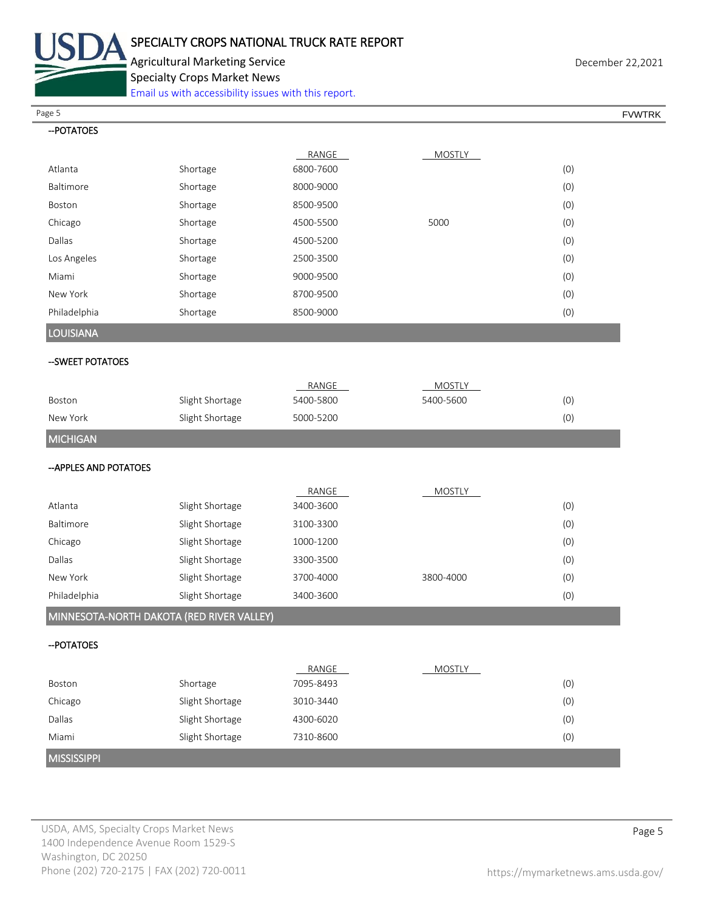--POTATOES

| | | RANGE | MOSTLY | |
|---|---|---|---|---|
| Atlanta | Shortage | 6800-7600 | | (0) |
| Baltimore | Shortage | 8000-9000 | | (0) |
| Boston | Shortage | 8500-9500 | | (0) |
| Chicago | Shortage | 4500-5500 | 5000 | (0) |
| Dallas | Shortage | 4500-5200 | | (0) |
| Los Angeles | Shortage | 2500-3500 | | (0) |
| Miami | Shortage | 9000-9500 | | (0) |
| New York | Shortage | 8700-9500 | | (0) |
| Philadelphia | Shortage | 8500-9000 | | (0) |

## LOUISIANA

--SWEET POTATOES

| | | RANGE | MOSTLY | |
|---|---|---|---|---|
| Boston | Slight Shortage | 5400-5800 | 5400-5600 | (0) |
| New York | Slight Shortage | 5000-5200 | | (0) |

## MICHIGAN

--APPLES AND POTATOES

| | | RANGE | MOSTLY | |
|---|---|---|---|---|
| Atlanta | Slight Shortage | 3400-3600 | | (0) |
| Baltimore | Slight Shortage | 3100-3300 | | (0) |
| Chicago | Slight Shortage | 1000-1200 | | (0) |
| Dallas | Slight Shortage | 3300-3500 | | (0) |
| New York | Slight Shortage | 3700-4000 | 3800-4000 | (0) |
| Philadelphia | Slight Shortage | 3400-3600 | | (0) |

## MINNESOTA-NORTH DAKOTA (RED RIVER VALLEY)

--POTATOES

| | | RANGE | MOSTLY | |
|---|---|---|---|---|
| Boston | Shortage | 7095-8493 | | (0) |
| Chicago | Slight Shortage | 3010-3440 | | (0) |
| Dallas | Slight Shortage | 4300-6020 | | (0) |
| Miami | Slight Shortage | 7310-8600 | | (0) |

## MISSISSIPPI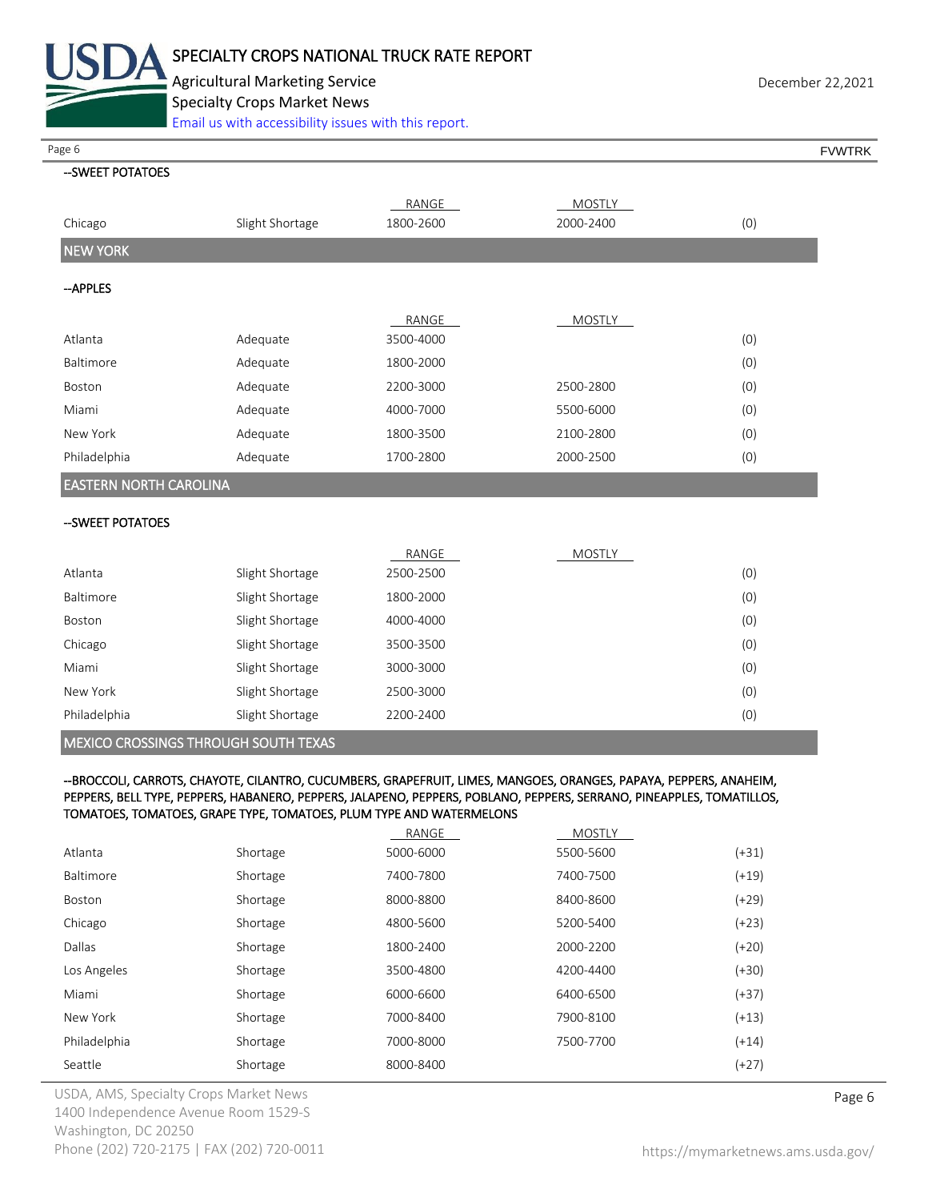--SWEET POTATOES

| | | RANGE | MOSTLY | |
|---|---|---|---|---|
| Chicago | Slight Shortage | 1800-2600 | 2000-2400 | (0) |

## NEW YORK

--APPLES

| | | RANGE | MOSTLY | |
|---|---|---|---|---|
| Atlanta | Adequate | 3500-4000 | | (0) |
| Baltimore | Adequate | 1800-2000 | | (0) |
| Boston | Adequate | 2200-3000 | 2500-2800 | (0) |
| Miami | Adequate | 4000-7000 | 5500-6000 | (0) |
| New York | Adequate | 1800-3500 | 2100-2800 | (0) |
| Philadelphia | Adequate | 1700-2800 | 2000-2500 | (0) |

## EASTERN NORTH CAROLINA

--SWEET POTATOES

| | | RANGE | MOSTLY | |
|---|---|---|---|---|
| Atlanta | Slight Shortage | 2500-2500 | | (0) |
| Baltimore | Slight Shortage | 1800-2000 | | (0) |
| Boston | Slight Shortage | 4000-4000 | | (0) |
| Chicago | Slight Shortage | 3500-3500 | | (0) |
| Miami | Slight Shortage | 3000-3000 | | (0) |
| New York | Slight Shortage | 2500-3000 | | (0) |
| Philadelphia | Slight Shortage | 2200-2400 | | (0) |

## MEXICO CROSSINGS THROUGH SOUTH TEXAS

--BROCCOLI, CARROTS, CHAYOTE, CILANTRO, CUCUMBERS, GRAPEFRUIT, LIMES, MANGOES, ORANGES, PAPAYA, PEPPERS, ANAHEIM, PEPPERS, BELL TYPE, PEPPERS, HABANERO, PEPPERS, JALAPENO, PEPPERS, POBLANO, PEPPERS, SERRANO, PINEAPPLES, TOMATILLOS, TOMATOES, TOMATOES, GRAPE TYPE, TOMATOES, PLUM TYPE AND WATERMELONS

| | | RANGE | MOSTLY | |
|---|---|---|---|---|
| Atlanta | Shortage | 5000-6000 | 5500-5600 | (+31) |
| Baltimore | Shortage | 7400-7800 | 7400-7500 | (+19) |
| Boston | Shortage | 8000-8800 | 8400-8600 | (+29) |
| Chicago | Shortage | 4800-5600 | 5200-5400 | (+23) |
| Dallas | Shortage | 1800-2400 | 2000-2200 | (+20) |
| Los Angeles | Shortage | 3500-4800 | 4200-4400 | (+30) |
| Miami | Shortage | 6000-6600 | 6400-6500 | (+37) |
| New York | Shortage | 7000-8400 | 7900-8100 | (+13) |
| Philadelphia | Shortage | 7000-8000 | 7500-7700 | (+14) |
| Seattle | Shortage | 8000-8400 | | (+27) |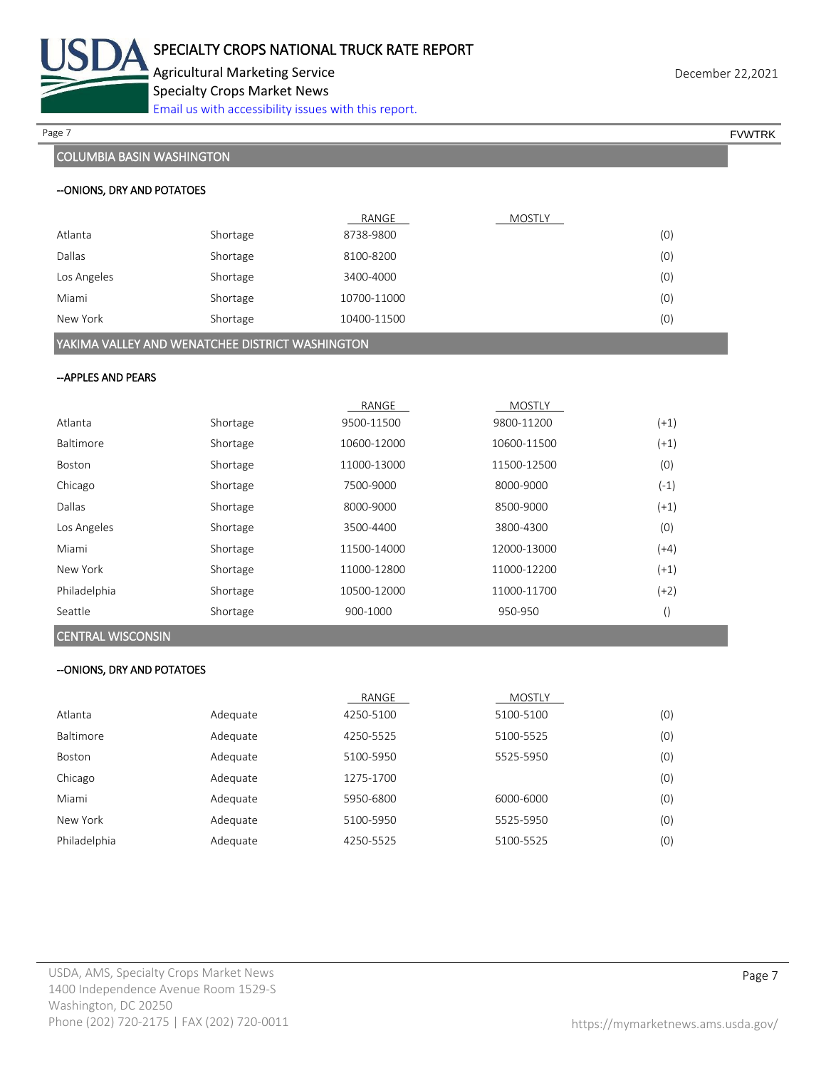## COLUMBIA BASIN WASHINGTON

### --ONIONS, DRY AND POTATOES

| | | RANGE | MOSTLY | |
|---|---|---|---|---|
| Atlanta | Shortage | 8738-9800 | | (0) |
| Dallas | Shortage | 8100-8200 | | (0) |
| Los Angeles | Shortage | 3400-4000 | | (0) |
| Miami | Shortage | 10700-11000 | | (0) |
| New York | Shortage | 10400-11500 | | (0) |

## YAKIMA VALLEY AND WENATCHEE DISTRICT WASHINGTON

### --APPLES AND PEARS

| | | RANGE | MOSTLY | |
|---|---|---|---|---|
| Atlanta | Shortage | 9500-11500 | 9800-11200 | (+1) |
| Baltimore | Shortage | 10600-12000 | 10600-11500 | (+1) |
| Boston | Shortage | 11000-13000 | 11500-12500 | (0) |
| Chicago | Shortage | 7500-9000 | 8000-9000 | (-1) |
| Dallas | Shortage | 8000-9000 | 8500-9000 | (+1) |
| Los Angeles | Shortage | 3500-4400 | 3800-4300 | (0) |
| Miami | Shortage | 11500-14000 | 12000-13000 | (+4) |
| New York | Shortage | 11000-12800 | 11000-12200 | (+1) |
| Philadelphia | Shortage | 10500-12000 | 11000-11700 | (+2) |
| Seattle | Shortage | 900-1000 | 950-950 | () |

## CENTRAL WISCONSIN

### --ONIONS, DRY AND POTATOES

| | | RANGE | MOSTLY | |
|---|---|---|---|---|
| Atlanta | Adequate | 4250-5100 | 5100-5100 | (0) |
| Baltimore | Adequate | 4250-5525 | 5100-5525 | (0) |
| Boston | Adequate | 5100-5950 | 5525-5950 | (0) |
| Chicago | Adequate | 1275-1700 | | (0) |
| Miami | Adequate | 5950-6800 | 6000-6000 | (0) |
| New York | Adequate | 5100-5950 | 5525-5950 | (0) |
| Philadelphia | Adequate | 4250-5525 | 5100-5525 | (0) |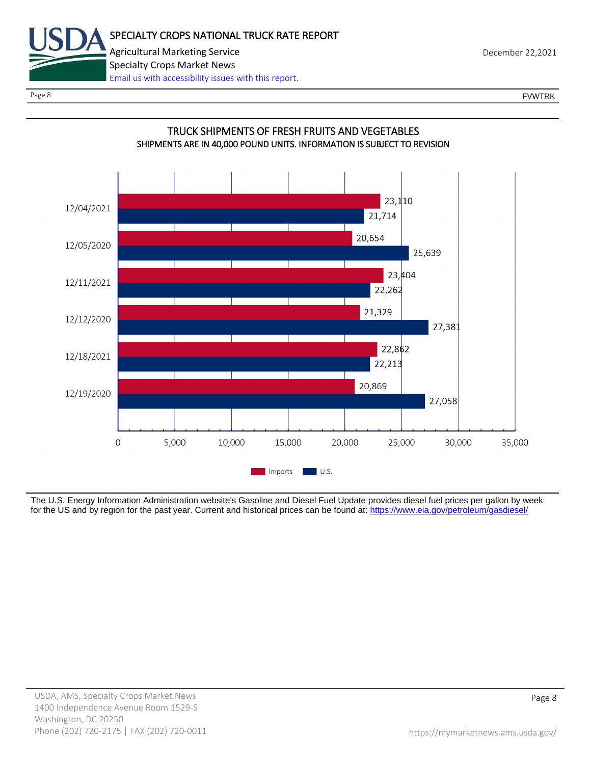# TRUCK SHIPMENTS OF FRESH FRUITS AND VEGETABLES

SHIPMENTS ARE IN 40,000 POUND UNITS. INFORMATION IS SUBJECT TO REVISION

12/04/2021
23,110
21,714

12/05/2020
20,654
25,639

12/11/2021
23,404
22,262

12/12/2020
21,329
27,381

12/18/2021
22,862
22,213

12/19/2020
20,869
27,058

0 5,000 10,000 15,000 20,000 25,000 30,000 35,000

Imports U.S.

The U.S. Energy Information Administration website's Gasoline and Diesel Fuel Update provides diesel fuel prices per gallon by week for the US and by region for the past year. Current and historical prices can be found at: https://www.eia.gov/petroleum/gasdiesel/